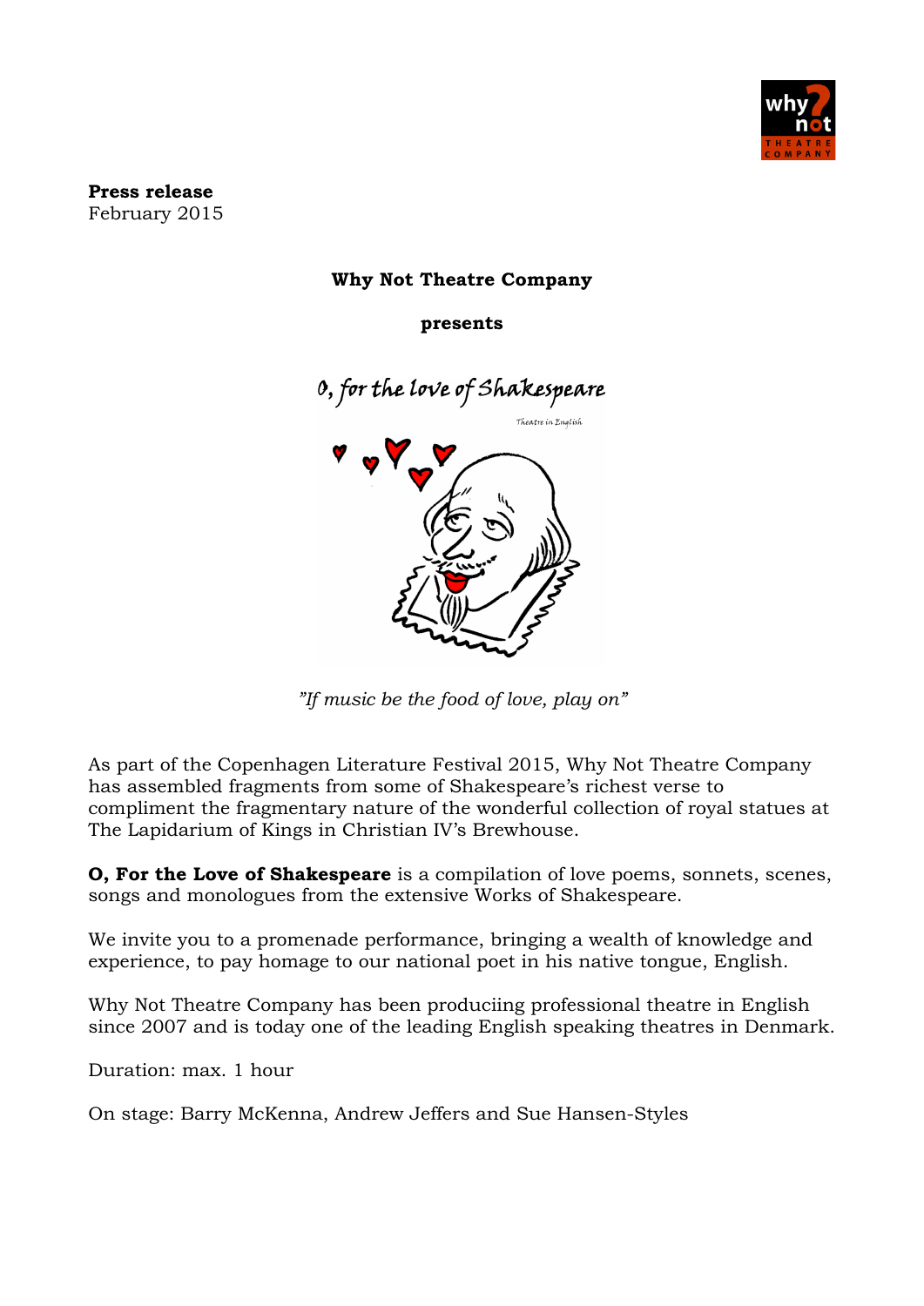**Press release**
February 2015

**Why Not Theatre Company**

**presents**

O, for the love of Shakespeare

Theatre in English

*"If music be the food of love, play on"*

As part of the Copenhagen Literature Festival 2015, Why Not Theatre Company has assembled fragments from some of Shakespeare's richest verse to compliment the fragmentary nature of the wonderful collection of royal statues at The Lapidarium of Kings in Christian IV's Brewhouse.

**O, For the Love of Shakespeare** is a compilation of love poems, sonnets, scenes, songs and monologues from the extensive Works of Shakespeare.

We invite you to a promenade performance, bringing a wealth of knowledge and experience, to pay homage to our national poet in his native tongue, English.

Why Not Theatre Company has been produciing professional theatre in English since 2007 and is today one of the leading English speaking theatres in Denmark.

Duration: max. 1 hour

On stage: Barry McKenna, Andrew Jeffers and Sue Hansen-Styles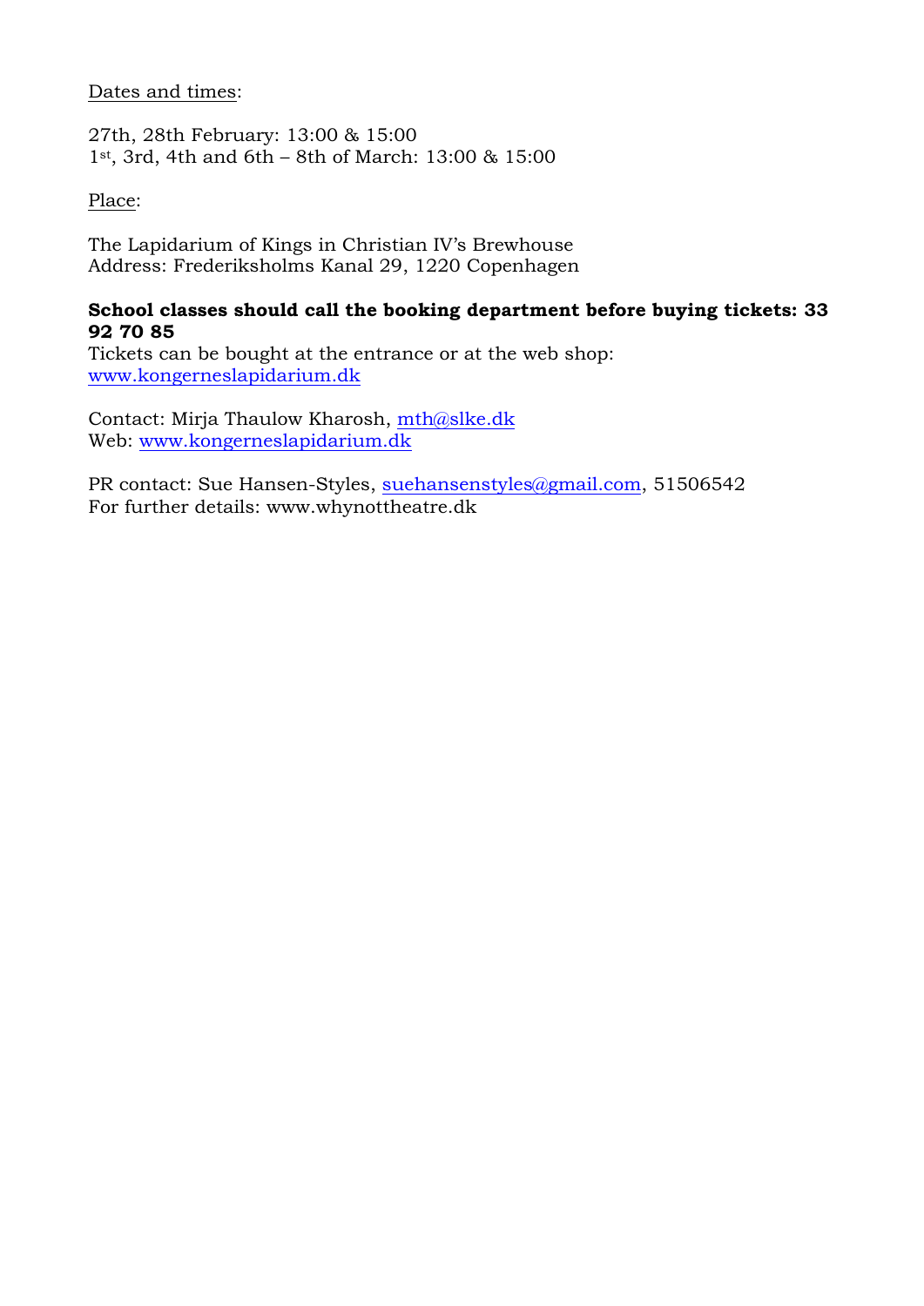Dates and times:

27th, 28th February: 13:00 & 15:00
1st, 3rd, 4th and 6th – 8th of March: 13:00 & 15:00

Place:

The Lapidarium of Kings in Christian IV's Brewhouse
Address: Frederiksholms Kanal 29, 1220 Copenhagen

**School classes should call the booking department before buying tickets: 33 92 70 85**
Tickets can be bought at the entrance or at the web shop: www.kongerneslapidarium.dk

Contact: Mirja Thaulow Kharosh, mth@slke.dk
Web: www.kongerneslapidarium.dk

PR contact: Sue Hansen-Styles, suehansenstyles@gmail.com, 51506542
For further details: www.whynottheatre.dk